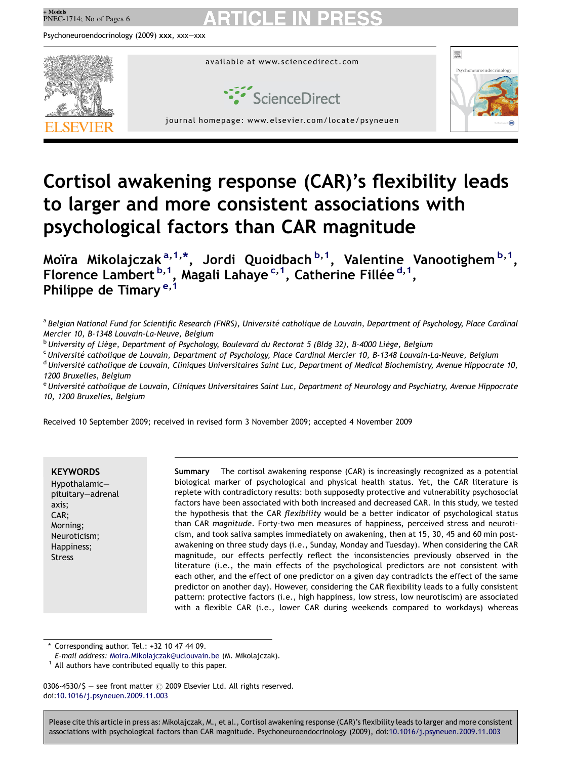# Cortisol awakening response (CAR)'s flexibility leads to larger and more consistent associations with psychological factors than CAR magnitude

**Moïra Mikolajczak** [a,1,*], **Jordi Quoidbach** [b,1], **Valentine Vanootighem** [b,1], **Florence Lambert** [b,1], **Magali Lahaye** [c,1], **Catherine Fillée** [d,1], **Philippe de Timary** [e,1]

[a] *Belgian National Fund for Scientific Research (FNRS), Université catholique de Louvain, Department of Psychology, Place Cardinal Mercier 10, B-1348 Louvain-La-Neuve, Belgium*

[b] *University of Liège, Department of Psychology, Boulevard du Rectorat 5 (Bldg 32), B-4000 Liège, Belgium*

[c] *Université catholique de Louvain, Department of Psychology, Place Cardinal Mercier 10, B-1348 Louvain-La-Neuve, Belgium*

[d] *Université catholique de Louvain, Cliniques Universitaires Saint Luc, Department of Medical Biochemistry, Avenue Hippocrate 10, 1200 Bruxelles, Belgium*

[e] *Université catholique de Louvain, Cliniques Universitaires Saint Luc, Department of Neurology and Psychiatry, Avenue Hippocrate 10, 1200 Bruxelles, Belgium*

Received 10 September 2009; received in revised form 3 November 2009; accepted 4 November 2009

**KEYWORDS**
Hypothalamic–pituitary–adrenal axis;
CAR;
Morning;
Neuroticism;
Happiness;
Stress

**Summary** The cortisol awakening response (CAR) is increasingly recognized as a potential biological marker of psychological and physical health status. Yet, the CAR literature is replete with contradictory results: both supposedly protective and vulnerability psychosocial factors have been associated with both increased and decreased CAR. In this study, we tested the hypothesis that the CAR *flexibility* would be a better indicator of psychological status than CAR *magnitude*. Forty-two men measures of happiness, perceived stress and neuroticism, and took saliva samples immediately on awakening, then at 15, 30, 45 and 60 min post-awakening on three study days (i.e., Sunday, Monday and Tuesday). When considering the CAR magnitude, our effects perfectly reflect the inconsistencies previously observed in the literature (i.e., the main effects of the psychological predictors are not consistent with each other, and the effect of one predictor on a given day contradicts the effect of the same predictor on another day). However, considering the CAR flexibility leads to a fully consistent pattern: protective factors (i.e., high happiness, low stress, low neurotiscim) are associated with a flexible CAR (i.e., lower CAR during weekends compared to workdays) whereas

\* Corresponding author. Tel.: +32 10 47 44 09.
*E-mail address:* Moira.Mikolajczak@uclouvain.be (M. Mikolajczak).
[1] All authors have contributed equally to this paper.

0306-4530/$ — see front matter © 2009 Elsevier Ltd. All rights reserved.
doi:10.1016/j.psyneuen.2009.11.003

Please cite this article in press as: Mikolajczak, M., et al., Cortisol awakening response (CAR)'s flexibility leads to larger and more consistent associations with psychological factors than CAR magnitude. Psychoneuroendocrinology (2009), doi:10.1016/j.psyneuen.2009.11.003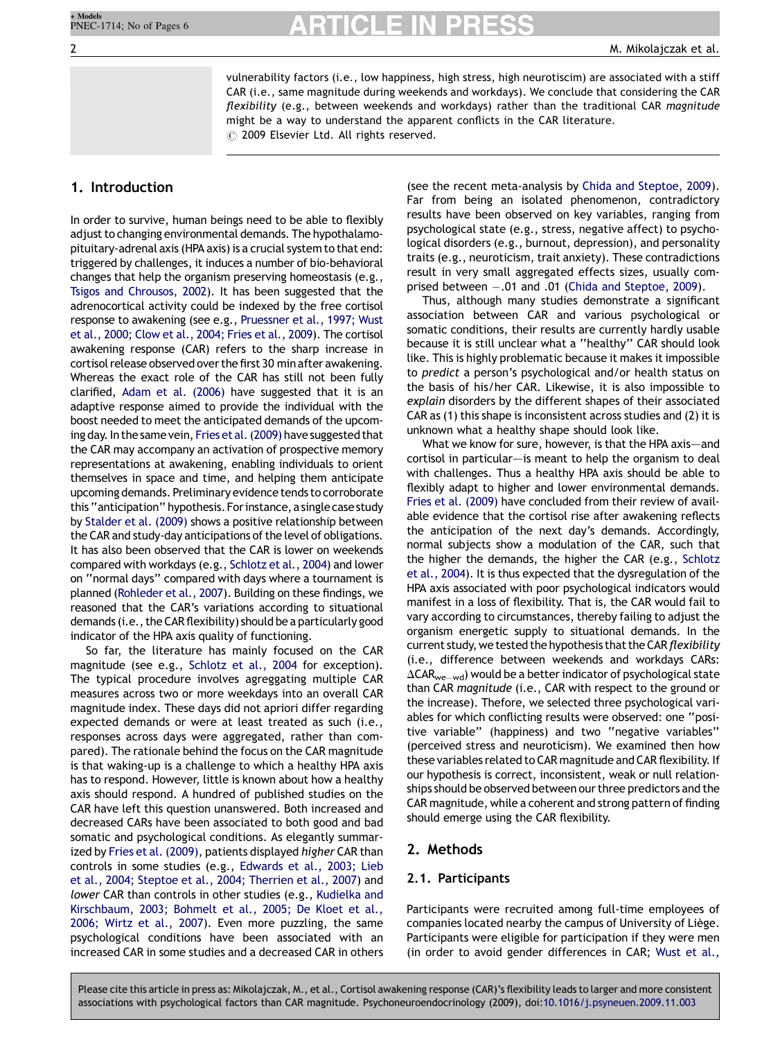vulnerability factors (i.e., low happiness, high stress, high neuroticism) are associated with a stiff CAR (i.e., same magnitude during weekends and workdays). We conclude that considering the CAR *flexibility* (e.g., between weekends and workdays) rather than the traditional CAR *magnitude* might be a way to understand the apparent conflicts in the CAR literature.
© 2009 Elsevier Ltd. All rights reserved.

## 1. Introduction

In order to survive, human beings need to be able to flexibly adjust to changing environmental demands. The hypothalamo-pituitary-adrenal axis (HPA axis) is a crucial system to that end: triggered by challenges, it induces a number of bio-behavioral changes that help the organism preserving homeostasis (e.g., Tsigos and Chrousos, 2002). It has been suggested that the adrenocortical activity could be indexed by the free cortisol response to awakening (see e.g., Pruessner et al., 1997; Wust et al., 2000; Clow et al., 2004; Fries et al., 2009). The cortisol awakening response (CAR) refers to the sharp increase in cortisol release observed over the first 30 min after awakening. Whereas the exact role of the CAR has still not been fully clarified, Adam et al. (2006) have suggested that it is an adaptive response aimed to provide the individual with the boost needed to meet the anticipated demands of the upcoming day. In the same vein, Fries et al. (2009) have suggested that the CAR may accompany an activation of prospective memory representations at awakening, enabling individuals to orient themselves in space and time, and helping them anticipate upcoming demands. Preliminary evidence tends to corroborate this "anticipation" hypothesis. For instance, a single case study by Stalder et al. (2009) shows a positive relationship between the CAR and study-day anticipations of the level of obligations. It has also been observed that the CAR is lower on weekends compared with workdays (e.g., Schlotz et al., 2004) and lower on "normal days" compared with days where a tournament is planned (Rohleder et al., 2007). Building on these findings, we reasoned that the CAR's variations according to situational demands (i.e., the CAR flexibility) should be a particularly good indicator of the HPA axis quality of functioning.

So far, the literature has mainly focused on the CAR magnitude (see e.g., Schlotz et al., 2004 for exception). The typical procedure involves agreggating multiple CAR measures across two or more weekdays into an overall CAR magnitude index. These days did not apriori differ regarding expected demands or were at least treated as such (i.e., responses across days were aggregated, rather than compared). The rationale behind the focus on the CAR magnitude is that waking-up is a challenge to which a healthy HPA axis has to respond. However, little is known about how a healthy axis should respond. A hundred of published studies on the CAR have left this question unanswered. Both increased and decreased CARs have been associated to both good and bad somatic and psychological conditions. As elegantly summarized by Fries et al. (2009), patients displayed *higher* CAR than controls in some studies (e.g., Edwards et al., 2003; Lieb et al., 2004; Steptoe et al., 2004; Therrien et al., 2007) and *lower* CAR than controls in other studies (e.g., Kudielka and Kirschbaum, 2003; Bohmelt et al., 2005; De Kloet et al., 2006; Wirtz et al., 2007). Even more puzzling, the same psychological conditions have been associated with an increased CAR in some studies and a decreased CAR in others (see the recent meta-analysis by Chida and Steptoe, 2009). Far from being an isolated phenomenon, contradictory results have been observed on key variables, ranging from psychological state (e.g., stress, negative affect) to psychological disorders (e.g., burnout, depression), and personality traits (e.g., neuroticism, trait anxiety). These contradictions result in very small aggregated effects sizes, usually comprised between −.01 and .01 (Chida and Steptoe, 2009).

Thus, although many studies demonstrate a significant association between CAR and various psychological or somatic conditions, their results are currently hardly usable because it is still unclear what a "healthy" CAR should look like. This is highly problematic because it makes it impossible to *predict* a person's psychological and/or health status on the basis of his/her CAR. Likewise, it is also impossible to *explain* disorders by the different shapes of their associated CAR as (1) this shape is inconsistent across studies and (2) it is unknown what a healthy shape should look like.

What we know for sure, however, is that the HPA axis—and cortisol in particular—is meant to help the organism to deal with challenges. Thus a healthy HPA axis should be able to flexibly adapt to higher and lower environmental demands. Fries et al. (2009) have concluded from their review of available evidence that the cortisol rise after awakening reflects the anticipation of the next day's demands. Accordingly, normal subjects show a modulation of the CAR, such that the higher the demands, the higher the CAR (e.g., Schlotz et al., 2004). It is thus expected that the dysregulation of the HPA axis associated with poor psychological indicators would manifest in a loss of flexibility. That is, the CAR would fail to vary according to circumstances, thereby failing to adjust the organism energetic supply to situational demands. In the current study, we tested the hypothesis that the CAR *flexibility* (i.e., difference between weekends and workdays CARs: $\Delta CAR_{we-wd}$) would be a better indicator of psychological state than CAR *magnitude* (i.e., CAR with respect to the ground or the increase). Thefore, we selected three psychological variables for which conflicting results were observed: one "positive variable" (happiness) and two "negative variables" (perceived stress and neuroticism). We examined then how these variables related to CAR magnitude and CAR flexibility. If our hypothesis is correct, inconsistent, weak or null relationships should be observed between our three predictors and the CAR magnitude, while a coherent and strong pattern of finding should emerge using the CAR flexibility.

## 2. Methods

### 2.1. Participants

Participants were recruited among full-time employees of companies located nearby the campus of University of Liège. Participants were eligible for participation if they were men (in order to avoid gender differences in CAR; Wust et al.,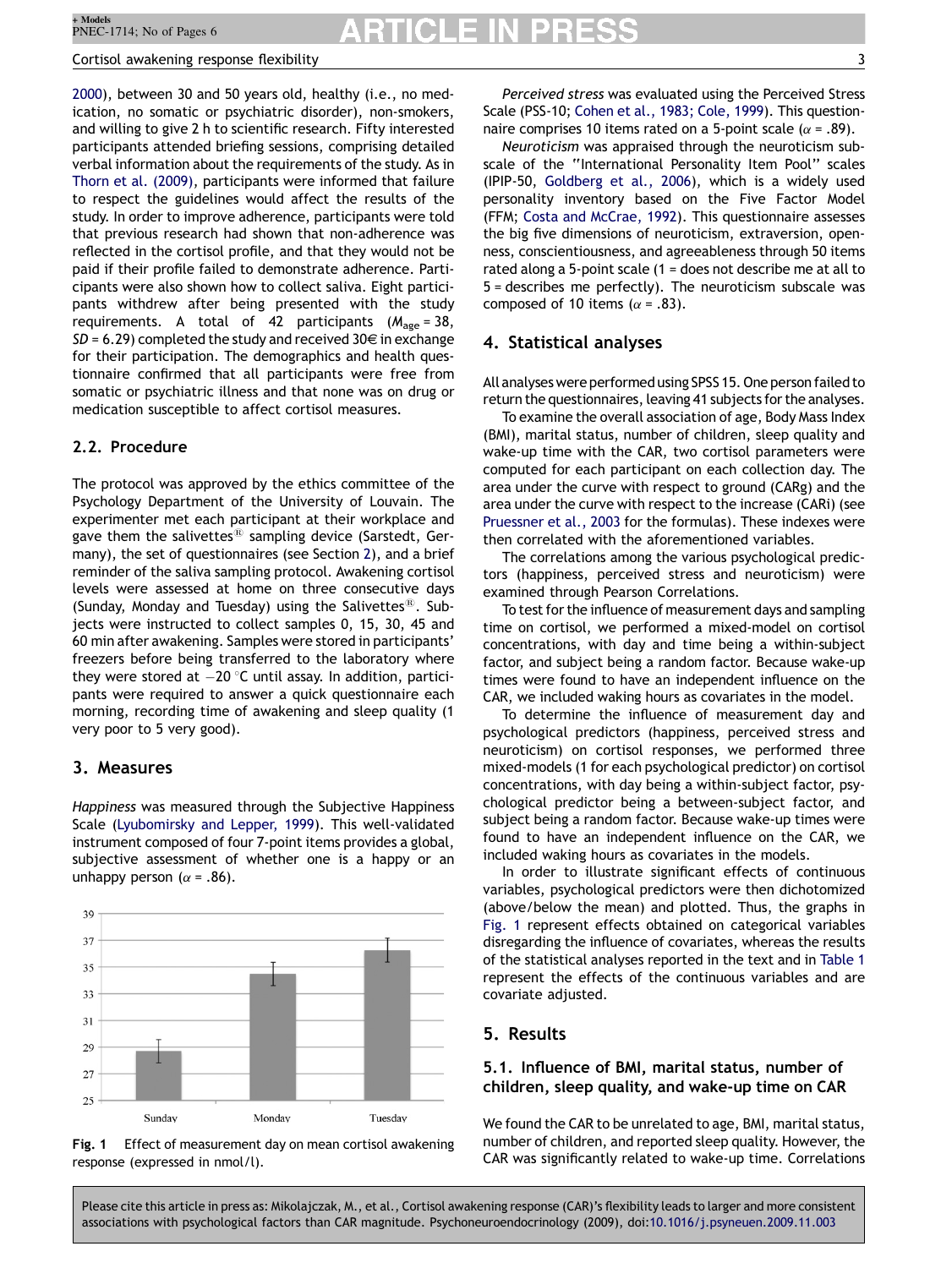2000), between 30 and 50 years old, healthy (i.e., no medication, no somatic or psychiatric disorder), non-smokers, and willing to give 2 h to scientific research. Fifty interested participants attended briefing sessions, comprising detailed verbal information about the requirements of the study. As in Thorn et al. (2009), participants were informed that failure to respect the guidelines would affect the results of the study. In order to improve adherence, participants were told that previous research had shown that non-adherence was reflected in the cortisol profile, and that they would not be paid if their profile failed to demonstrate adherence. Participants were also shown how to collect saliva. Eight participants withdrew after being presented with the study requirements. A total of 42 participants ($M_{age}$ = 38, $SD$ = 6.29) completed the study and received 30€ in exchange for their participation. The demographics and health questionnaire confirmed that all participants were free from somatic or psychiatric illness and that none was on drug or medication susceptible to affect cortisol measures.

### 2.2. Procedure

The protocol was approved by the ethics committee of the Psychology Department of the University of Louvain. The experimenter met each participant at their workplace and gave them the salivettes® sampling device (Sarstedt, Germany), the set of questionnaires (see Section 2), and a brief reminder of the saliva sampling protocol. Awakening cortisol levels were assessed at home on three consecutive days (Sunday, Monday and Tuesday) using the Salivettes®. Subjects were instructed to collect samples 0, 15, 30, 45 and 60 min after awakening. Samples were stored in participants' freezers before being transferred to the laboratory where they were stored at −20 °C until assay. In addition, participants were required to answer a quick questionnaire each morning, recording time of awakening and sleep quality (1 very poor to 5 very good).

## 3. Measures

*Happiness* was measured through the Subjective Happiness Scale (Lyubomirsky and Lepper, 1999). This well-validated instrument composed of four 7-point items provides a global, subjective assessment of whether one is a happy or an unhappy person ($\alpha$ = .86).

**Fig. 1** Effect of measurement day on mean cortisol awakening response (expressed in nmol/l).

*Perceived stress* was evaluated using the Perceived Stress Scale (PSS-10; Cohen et al., 1983; Cole, 1999). This questionnaire comprises 10 items rated on a 5-point scale ($\alpha$ = .89).

*Neuroticism* was appraised through the neuroticism subscale of the "International Personality Item Pool" scales (IPIP-50, Goldberg et al., 2006), which is a widely used personality inventory based on the Five Factor Model (FFM; Costa and McCrae, 1992). This questionnaire assesses the big five dimensions of neuroticism, extraversion, openness, conscientiousness, and agreeableness through 50 items rated along a 5-point scale (1 = does not describe me at all to 5 = describes me perfectly). The neuroticism subscale was composed of 10 items ($\alpha$ = .83).

## 4. Statistical analyses

All analyses were performed using SPSS 15. One person failed to return the questionnaires, leaving 41 subjects for the analyses.

To examine the overall association of age, Body Mass Index (BMI), marital status, number of children, sleep quality and wake-up time with the CAR, two cortisol parameters were computed for each participant on each collection day. The area under the curve with respect to ground (CARg) and the area under the curve with respect to the increase (CARi) (see Pruessner et al., 2003 for the formulas). These indexes were then correlated with the aforementioned variables.

The correlations among the various psychological predictors (happiness, perceived stress and neuroticism) were examined through Pearson Correlations.

To test for the influence of measurement days and sampling time on cortisol, we performed a mixed-model on cortisol concentrations, with day and time being a within-subject factor, and subject being a random factor. Because wake-up times were found to have an independent influence on the CAR, we included waking hours as covariates in the model.

To determine the influence of measurement day and psychological predictors (happiness, perceived stress and neuroticism) on cortisol responses, we performed three mixed-models (1 for each psychological predictor) on cortisol concentrations, with day being a within-subject factor, psychological predictor being a between-subject factor, and subject being a random factor. Because wake-up times were found to have an independent influence on the CAR, we included waking hours as covariates in the models.

In order to illustrate significant effects of continuous variables, psychological predictors were then dichotomized (above/below the mean) and plotted. Thus, the graphs in Fig. 1 represent effects obtained on categorical variables disregarding the influence of covariates, whereas the results of the statistical analyses reported in the text and in Table 1 represent the effects of the continuous variables and are covariate adjusted.

## 5. Results

### 5.1. Influence of BMI, marital status, number of children, sleep quality, and wake-up time on CAR

We found the CAR to be unrelated to age, BMI, marital status, number of children, and reported sleep quality. However, the CAR was significantly related to wake-up time. Correlations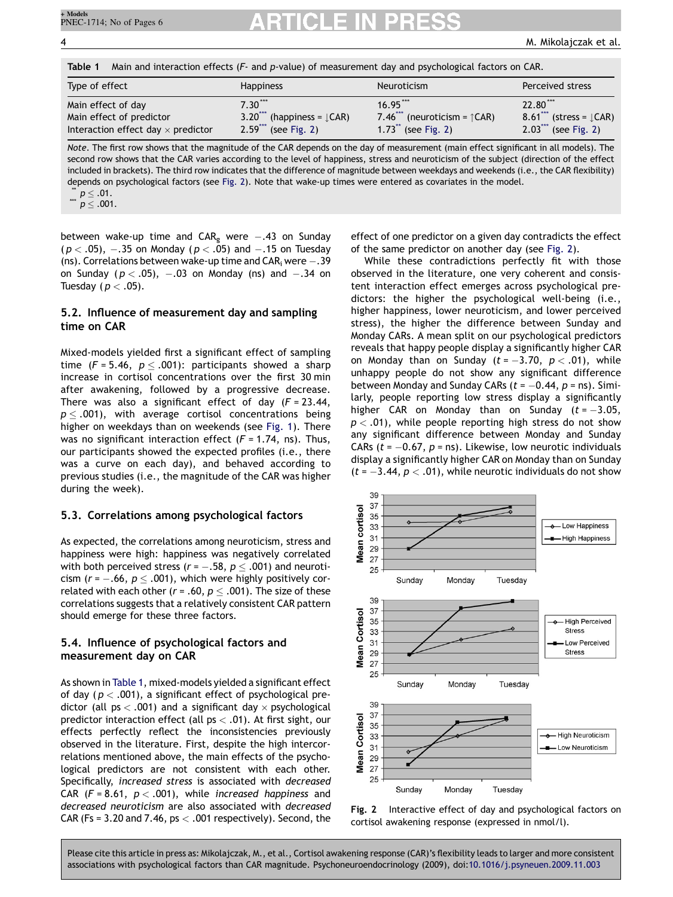**Table 1** Main and interaction effects (F- and p-value) of measurement day and psychological factors on CAR.

| Type of effect | Happiness | Neuroticism | Perceived stress |
|---|---|---|---|
| Main effect of day | $7.30^{***}$ | $16.95^{***}$ | $22.80^{***}$ |
| Main effect of predictor | $3.20^{***}$ (happiness = ↓CAR) | $7.46^{***}$ (neuroticism = ↑CAR) | $8.61^{***}$ (stress = ↓CAR) |
| Interaction effect day × predictor | $2.59^{***}$ (see Fig. 2) | $1.73^{**}$ (see Fig. 2) | $2.03^{***}$ (see Fig. 2) |

*Note*. The first row shows that the magnitude of the CAR depends on the day of measurement (main effect significant in all models). The second row shows that the CAR varies according to the level of happiness, stress and neuroticism of the subject (direction of the effect included in brackets). The third row indicates that the difference of magnitude between weekdays and weekends (i.e., the CAR flexibility) depends on psychological factors (see Fig. 2). Note that wake-up times were entered as covariates in the model.

** $p \leq .01$.
*** $p \leq .001$.

between wake-up time and $CAR_g$ were −.43 on Sunday ($p < .05$), −.35 on Monday ($p < .05$) and −.15 on Tuesday (ns). Correlations between wake-up time and $CAR_i$ were −.39 on Sunday ($p < .05$), −.03 on Monday (ns) and −.34 on Tuesday ($p < .05$).

## 5.2. Influence of measurement day and sampling time on CAR

Mixed-models yielded first a significant effect of sampling time ($F = 5.46$, $p \leq .001$): participants showed a sharp increase in cortisol concentrations over the first 30 min after awakening, followed by a progressive decrease. There was also a significant effect of day ($F = 23.44$, $p \leq .001$), with average cortisol concentrations being higher on weekdays than on weekends (see Fig. 1). There was no significant interaction effect ($F = 1.74$, ns). Thus, our participants showed the expected profiles (i.e., there was a curve on each day), and behaved according to previous studies (i.e., the magnitude of the CAR was higher during the week).

## 5.3. Correlations among psychological factors

As expected, the correlations among neuroticism, stress and happiness were high: happiness was negatively correlated with both perceived stress ($r = -.58$, $p \leq .001$) and neuroticism ($r = -.66$, $p \leq .001$), which were highly positively correlated with each other ($r = .60$, $p \leq .001$). The size of these correlations suggests that a relatively consistent CAR pattern should emerge for these three factors.

## 5.4. Influence of psychological factors and measurement day on CAR

As shown in Table 1, mixed-models yielded a significant effect of day ($p < .001$), a significant effect of psychological predictor (all ps < .001) and a significant day × psychological predictor interaction effect (all ps < .01). At first sight, our effects perfectly reflect the inconsistencies previously observed in the literature. First, despite the high intercorrelations mentioned above, the main effects of the psychological predictors are not consistent with each other. Specifically, *increased stress* is associated with *decreased* CAR ($F = 8.61$, $p < .001$), while *increased happiness* and *decreased neuroticism* are also associated with *decreased* CAR (Fs = 3.20 and 7.46, ps < .001 respectively). Second, the effect of one predictor on a given day contradicts the effect of the same predictor on another day (see Fig. 2).

While these contradictions perfectly fit with those observed in the literature, one very coherent and consistent interaction effect emerges across psychological predictors: the higher the psychological well-being (i.e., higher happiness, lower neuroticism, and lower perceived stress), the higher the difference between Sunday and Monday CARs. A mean split on our psychological predictors reveals that happy people display a significantly higher CAR on Monday than on Sunday ($t = -3.70$, $p < .01$), while unhappy people do not show any significant difference between Monday and Sunday CARs ($t = -0.44$, $p$ = ns). Similarly, people reporting low stress display a significantly higher CAR on Monday than on Sunday ($t = -3.05$, $p < .01$), while people reporting high stress do not show any significant difference between Monday and Sunday CARs ($t = -0.67$, $p$ = ns). Likewise, low neurotic individuals display a significantly higher CAR on Monday than on Sunday ($t = -3.44$, $p < .01$), while neurotic individuals do not show

**Fig. 2** Interactive effect of day and psychological factors on cortisol awakening response (expressed in nmol/l).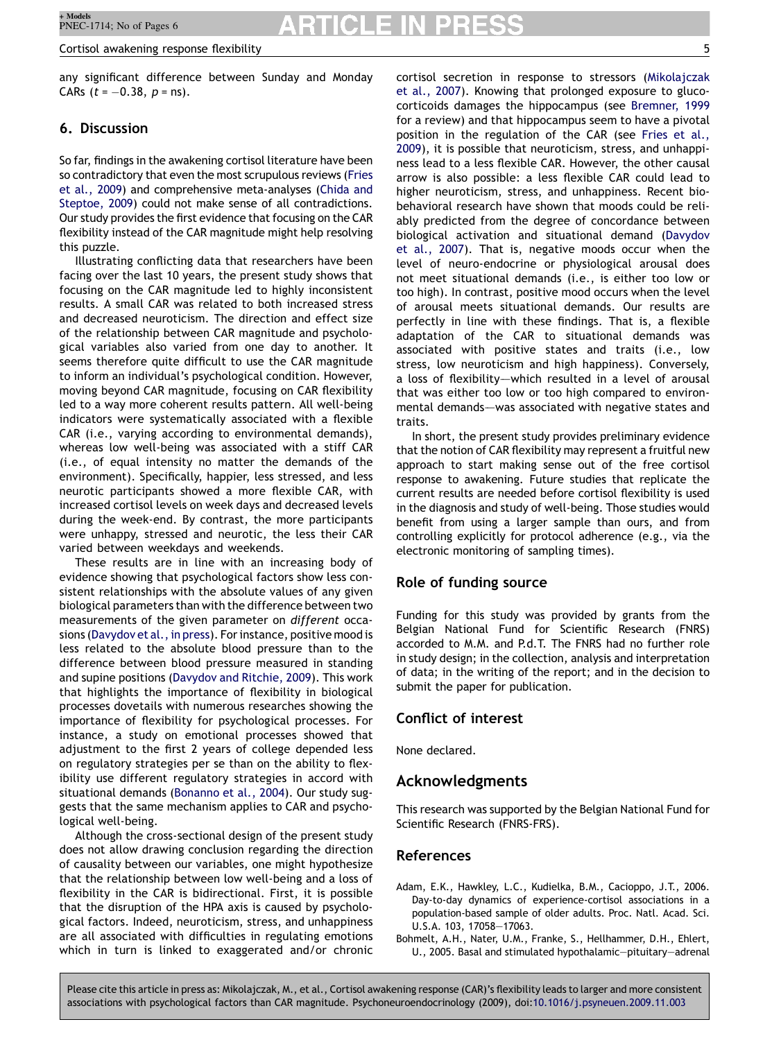any significant difference between Sunday and Monday CARs ($t = -0.38$, $p$ = ns).

## 6. Discussion

So far, findings in the awakening cortisol literature have been so contradictory that even the most scrupulous reviews (Fries et al., 2009) and comprehensive meta-analyses (Chida and Steptoe, 2009) could not make sense of all contradictions. Our study provides the first evidence that focusing on the CAR flexibility instead of the CAR magnitude might help resolving this puzzle.

Illustrating conflicting data that researchers have been facing over the last 10 years, the present study shows that focusing on the CAR magnitude led to highly inconsistent results. A small CAR was related to both increased stress and decreased neuroticism. The direction and effect size of the relationship between CAR magnitude and psychological variables also varied from one day to another. It seems therefore quite difficult to use the CAR magnitude to inform an individual's psychological condition. However, moving beyond CAR magnitude, focusing on CAR flexibility led to a way more coherent results pattern. All well-being indicators were systematically associated with a flexible CAR (i.e., varying according to environmental demands), whereas low well-being was associated with a stiff CAR (i.e., of equal intensity no matter the demands of the environment). Specifically, happier, less stressed, and less neurotic participants showed a more flexible CAR, with increased cortisol levels on week days and decreased levels during the week-end. By contrast, the more participants were unhappy, stressed and neurotic, the less their CAR varied between weekdays and weekends.

These results are in line with an increasing body of evidence showing that psychological factors show less consistent relationships with the absolute values of any given biological parameters than with the difference between two measurements of the given parameter on *different* occasions (Davydov et al., in press). For instance, positive mood is less related to the absolute blood pressure than to the difference between blood pressure measured in standing and supine positions (Davydov and Ritchie, 2009). This work that highlights the importance of flexibility in biological processes dovetails with numerous researches showing the importance of flexibility for psychological processes. For instance, a study on emotional processes showed that adjustment to the first 2 years of college depended less on regulatory strategies per se than on the ability to flexibility use different regulatory strategies in accord with situational demands (Bonanno et al., 2004). Our study suggests that the same mechanism applies to CAR and psychological well-being.

Although the cross-sectional design of the present study does not allow drawing conclusion regarding the direction of causality between our variables, one might hypothesize that the relationship between low well-being and a loss of flexibility in the CAR is bidirectional. First, it is possible that the disruption of the HPA axis is caused by psychological factors. Indeed, neuroticism, stress, and unhappiness are all associated with difficulties in regulating emotions which in turn is linked to exaggerated and/or chronic cortisol secretion in response to stressors (Mikolajczak et al., 2007). Knowing that prolonged exposure to glucocorticoids damages the hippocampus (see Bremner, 1999 for a review) and that hippocampus seem to have a pivotal position in the regulation of the CAR (see Fries et al., 2009), it is possible that neuroticism, stress, and unhappiness lead to a less flexible CAR. However, the other causal arrow is also possible: a less flexible CAR could lead to higher neuroticism, stress, and unhappiness. Recent biobehavioral research have shown that moods could be reliably predicted from the degree of concordance between biological activation and situational demand (Davydov et al., 2007). That is, negative moods occur when the level of neuro-endocrine or physiological arousal does not meet situational demands (i.e., is either too low or too high). In contrast, positive mood occurs when the level of arousal meets situational demands. Our results are perfectly in line with these findings. That is, a flexible adaptation of the CAR to situational demands was associated with positive states and traits (i.e., low stress, low neuroticism and high happiness). Conversely, a loss of flexibility—which resulted in a level of arousal that was either too low or too high compared to environmental demands—was associated with negative states and traits.

In short, the present study provides preliminary evidence that the notion of CAR flexibility may represent a fruitful new approach to start making sense out of the free cortisol response to awakening. Future studies that replicate the current results are needed before cortisol flexibility is used in the diagnosis and study of well-being. Those studies would benefit from using a larger sample than ours, and from controlling explicitly for protocol adherence (e.g., via the electronic monitoring of sampling times).

## Role of funding source

Funding for this study was provided by grants from the Belgian National Fund for Scientific Research (FNRS) accorded to M.M. and P.d.T. The FNRS had no further role in study design; in the collection, analysis and interpretation of data; in the writing of the report; and in the decision to submit the paper for publication.

## Conflict of interest

None declared.

## Acknowledgments

This research was supported by the Belgian National Fund for Scientific Research (FNRS-FRS).

## References

Adam, E.K., Hawkley, L.C., Kudielka, B.M., Cacioppo, J.T., 2006. Day-to-day dynamics of experience-cortisol associations in a population-based sample of older adults. Proc. Natl. Acad. Sci. U.S.A. 103, 17058–17063.

Bohmelt, A.H., Nater, U.M., Franke, S., Hellhammer, D.H., Ehlert, U., 2005. Basal and stimulated hypothalamic–pituitary–adrenal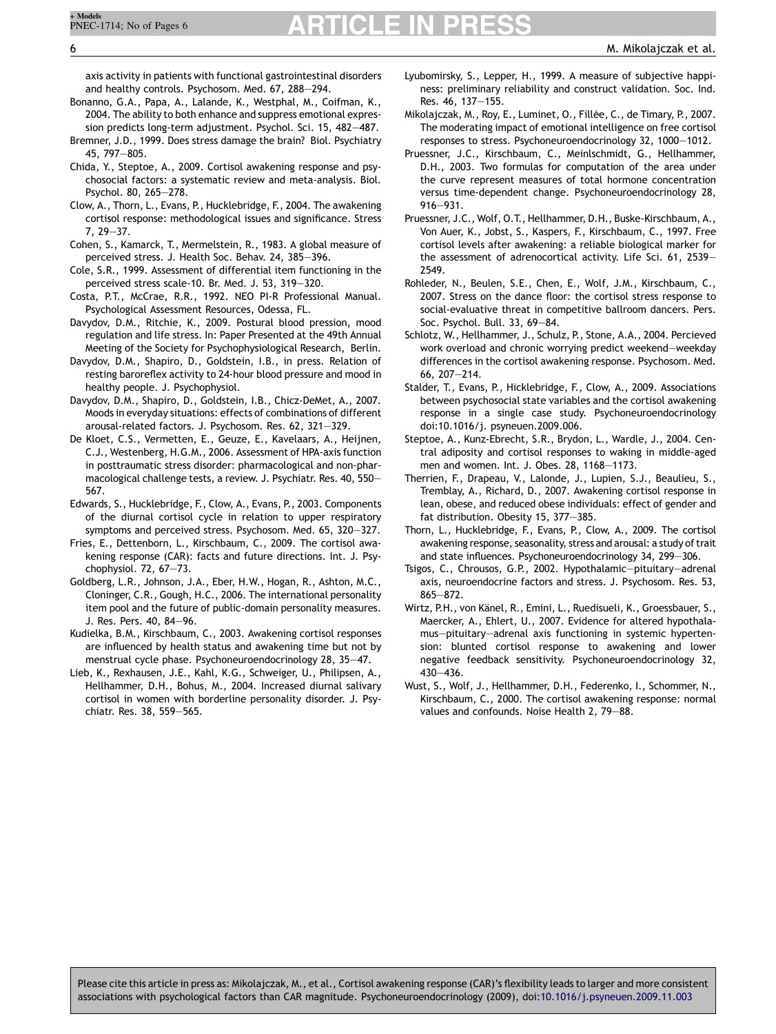axis activity in patients with functional gastrointestinal disorders and healthy controls. Psychosom. Med. 67, 288—294.

Bonanno, G.A., Papa, A., Lalande, K., Westphal, M., Coifman, K., 2004. The ability to both enhance and suppress emotional expression predicts long-term adjustment. Psychol. Sci. 15, 482—487.

Bremner, J.D., 1999. Does stress damage the brain? Biol. Psychiatry 45, 797—805.

Chida, Y., Steptoe, A., 2009. Cortisol awakening response and psychosocial factors: a systematic review and meta-analysis. Biol. Psychol. 80, 265—278.

Clow, A., Thorn, L., Evans, P., Hucklebridge, F., 2004. The awakening cortisol response: methodological issues and significance. Stress 7, 29—37.

Cohen, S., Kamarck, T., Mermelstein, R., 1983. A global measure of perceived stress. J. Health Soc. Behav. 24, 385—396.

Cole, S.R., 1999. Assessment of differential item functioning in the perceived stress scale-10. Br. Med. J. 53, 319—320.

Costa, P.T., McCrae, R.R., 1992. NEO PI-R Professional Manual. Psychological Assessment Resources, Odessa, FL.

Davydov, D.M., Ritchie, K., 2009. Postural blood pression, mood regulation and life stress. In: Paper Presented at the 49th Annual Meeting of the Society for Psychophysiological Research, Berlin.

Davydov, D.M., Shapiro, D., Goldstein, I.B., in press. Relation of resting baroreflex activity to 24-hour blood pressure and mood in healthy people. J. Psychophysiol.

Davydov, D.M., Shapiro, D., Goldstein, I.B., Chicz-DeMet, A., 2007. Moods in everyday situations: effects of combinations of different arousal-related factors. J. Psychosom. Res. 62, 321—329.

De Kloet, C.S., Vermetten, E., Geuze, E., Kavelaars, A., Heijnen, C.J., Westenberg, H.G.M., 2006. Assessment of HPA-axis function in posttraumatic stress disorder: pharmacological and non-pharmacological challenge tests, a review. J. Psychiatr. Res. 40, 550—567.

Edwards, S., Hucklebridge, F., Clow, A., Evans, P., 2003. Components of the diurnal cortisol cycle in relation to upper respiratory symptoms and perceived stress. Psychosom. Med. 65, 320—327.

Fries, E., Dettenborn, L., Kirschbaum, C., 2009. The cortisol awakening response (CAR): facts and future directions. Int. J. Psychophysiol. 72, 67—73.

Goldberg, L.R., Johnson, J.A., Eber, H.W., Hogan, R., Ashton, M.C., Cloninger, C.R., Gough, H.C., 2006. The international personality item pool and the future of public-domain personality measures. J. Res. Pers. 40, 84—96.

Kudielka, B.M., Kirschbaum, C., 2003. Awakening cortisol responses are influenced by health status and awakening time but not by menstrual cycle phase. Psychoneuroendocrinology 28, 35—47.

Lieb, K., Rexhausen, J.E., Kahl, K.G., Schweiger, U., Philipsen, A., Hellhammer, D.H., Bohus, M., 2004. Increased diurnal salivary cortisol in women with borderline personality disorder. J. Psychiatr. Res. 38, 559—565.

Lyubomirsky, S., Lepper, H., 1999. A measure of subjective happiness: preliminary reliability and construct validation. Soc. Ind. Res. 46, 137—155.

Mikolajczak, M., Roy, E., Luminet, O., Fillée, C., de Timary, P., 2007. The moderating impact of emotional intelligence on free cortisol responses to stress. Psychoneuroendocrinology 32, 1000—1012.

Pruessner, J.C., Kirschbaum, C., Meinlschmidt, G., Hellhammer, D.H., 2003. Two formulas for computation of the area under the curve represent measures of total hormone concentration versus time-dependent change. Psychoneuroendocrinology 28, 916—931.

Pruessner, J.C., Wolf, O.T., Hellhammer, D.H., Buske-Kirschbaum, A., Von Auer, K., Jobst, S., Kaspers, F., Kirschbaum, C., 1997. Free cortisol levels after awakening: a reliable biological marker for the assessment of adrenocortical activity. Life Sci. 61, 2539—2549.

Rohleder, N., Beulen, S.E., Chen, E., Wolf, J.M., Kirschbaum, C., 2007. Stress on the dance floor: the cortisol stress response to social-evaluative threat in competitive ballroom dancers. Pers. Soc. Psychol. Bull. 33, 69—84.

Schlotz, W., Hellhammer, J., Schulz, P., Stone, A.A., 2004. Percieved work overload and chronic worrying predict weekend—weekday differences in the cortisol awakening response. Psychosom. Med. 66, 207—214.

Stalder, T., Evans, P., Hicklebridge, F., Clow, A., 2009. Associations between psychosocial state variables and the cortisol awakening response in a single case study. Psychoneuroendocrinology doi:10.1016/j. psyneuen.2009.006.

Steptoe, A., Kunz-Ebrecht, S.R., Brydon, L., Wardle, J., 2004. Central adiposity and cortisol responses to waking in middle-aged men and women. Int. J. Obes. 28, 1168—1173.

Therrien, F., Drapeau, V., Lalonde, J., Lupien, S.J., Beaulieu, S., Tremblay, A., Richard, D., 2007. Awakening cortisol response in lean, obese, and reduced obese individuals: effect of gender and fat distribution. Obesity 15, 377—385.

Thorn, L., Hucklebridge, F., Evans, P., Clow, A., 2009. The cortisol awakening response, seasonality, stress and arousal: a study of trait and state influences. Psychoneuroendocrinology 34, 299—306.

Tsigos, C., Chrousos, G.P., 2002. Hypothalamic—pituitary—adrenal axis, neuroendocrine factors and stress. J. Psychosom. Res. 53, 865—872.

Wirtz, P.H., von Känel, R., Emini, L., Ruedisueli, K., Groessbauer, S., Maercker, A., Ehlert, U., 2007. Evidence for altered hypothalamus—pituitary—adrenal axis functioning in systemic hypertension: blunted cortisol response to awakening and lower negative feedback sensitivity. Psychoneuroendocrinology 32, 430—436.

Wust, S., Wolf, J., Hellhammer, D.H., Federenko, I., Schommer, N., Kirschbaum, C., 2000. The cortisol awakening response: normal values and confounds. Noise Health 2, 79—88.